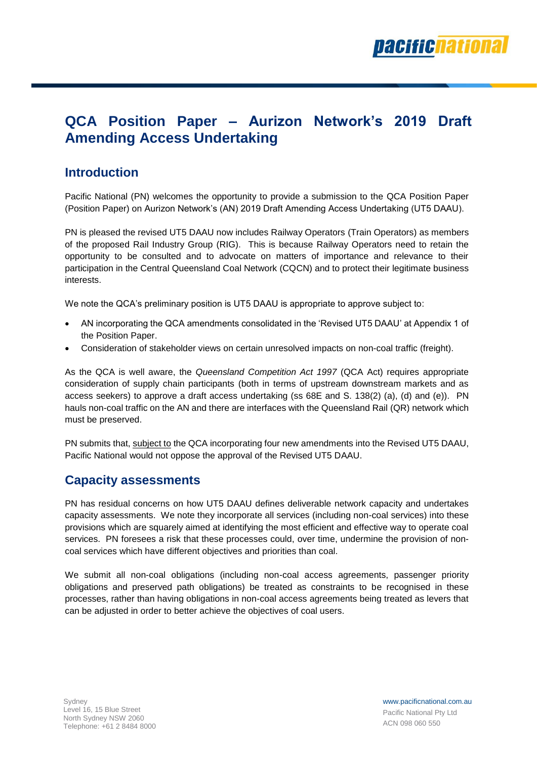# QCA Position Paper – Aurizon Network's 2019 Draft Amending Access Undertaking

## Introduction

Pacific National (PN) welcomes the opportunity to provide a submission to the QCA Position Paper (Position Paper) on Aurizon Network's (AN) 2019 Draft Amending Access Undertaking (UT5 DAAU).

PN is pleased the revised UT5 DAAU now includes Railway Operators (Train Operators) as members of the proposed Rail Industry Group (RIG). This is because Railway Operators need to retain the opportunity to be consulted and to advocate on matters of importance and relevance to their participation in the Central Queensland Coal Network (CQCN) and to protect their legitimate business interests.

We note the QCA's preliminary position is UT5 DAAU is appropriate to approve subject to:

- AN incorporating the QCA amendments consolidated in the 'Revised UT5 DAAU' at Appendix 1 of the Position Paper.
- Consideration of stakeholder views on certain unresolved impacts on non-coal traffic (freight).

As the QCA is well aware, the *Queensland Competition Act 1997* (QCA Act) requires appropriate consideration of supply chain participants (both in terms of upstream downstream markets and as access seekers) to approve a draft access undertaking (ss 68E and S. 138(2) (a), (d) and (e)). PN hauls non-coal traffic on the AN and there are interfaces with the Queensland Rail (QR) network which must be preserved.

PN submits that, <u>subject to</u> the QCA incorporating four new amendments into the Revised UT5 DAAU, Pacific National would not oppose the approval of the Revised UT5 DAAU.

## Capacity assessments

PN has residual concerns on how UT5 DAAU defines deliverable network capacity and undertakes capacity assessments. We note they incorporate all services (including non-coal services) into these provisions which are squarely aimed at identifying the most efficient and effective way to operate coal services. PN foresees a risk that these processes could, over time, undermine the provision of non-coal services which have different objectives and priorities than coal.

We submit all non-coal obligations (including non-coal access agreements, passenger priority obligations and preserved path obligations) be treated as constraints to be recognised in these processes, rather than having obligations in non-coal access agreements being treated as levers that can be adjusted in order to better achieve the objectives of coal users.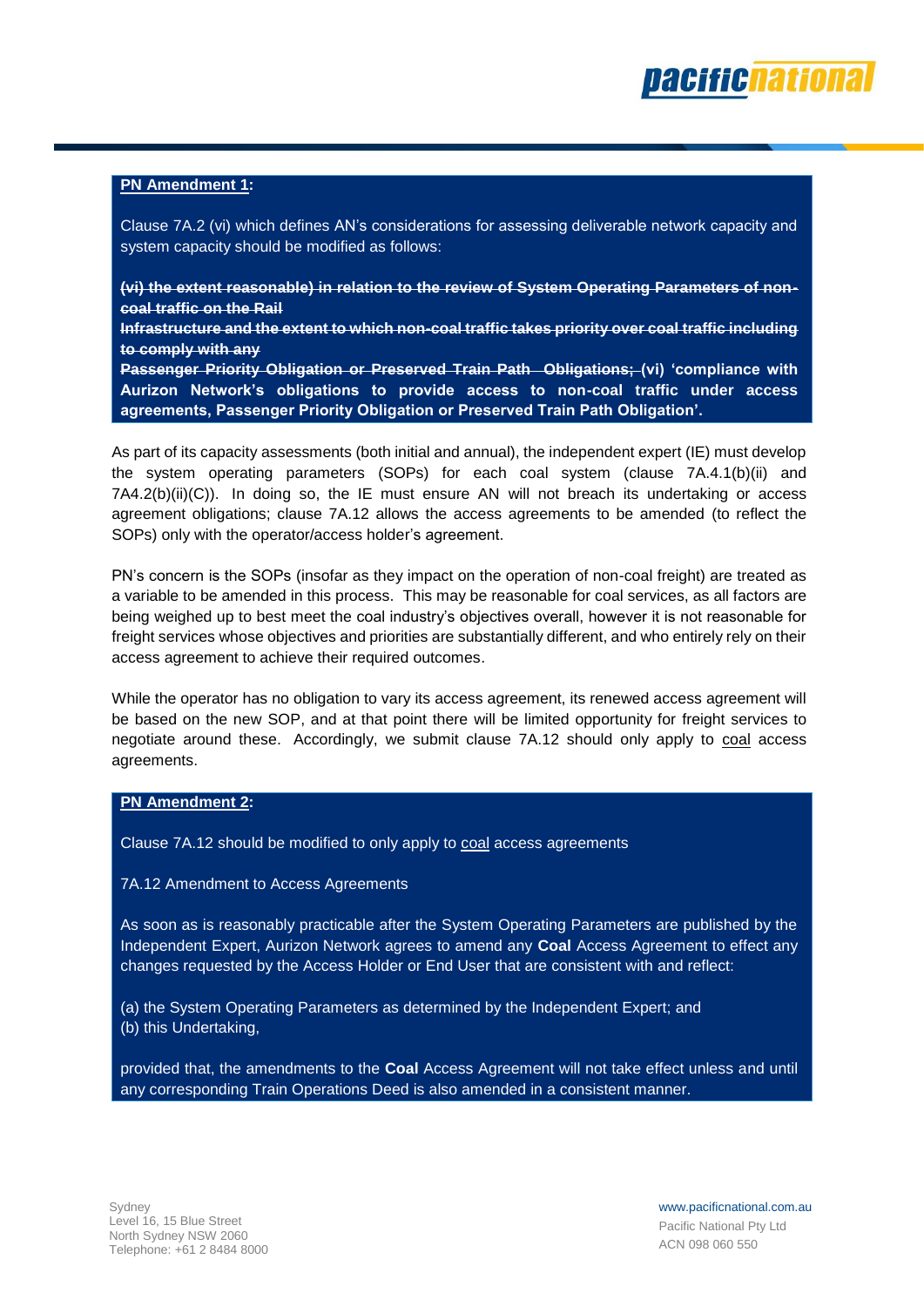**PN Amendment 1:**

Clause 7A.2 (vi) which defines AN's considerations for assessing deliverable network capacity and system capacity should be modified as follows:

~~**(vi) the extent reasonable) in relation to the review of System Operating Parameters of non-coal traffic on the Rail Infrastructure and the extent to which non-coal traffic takes priority over coal traffic including to comply with any Passenger Priority Obligation or Preserved Train Path Obligations;**~~ **(vi) 'compliance with Aurizon Network's obligations to provide access to non-coal traffic under access agreements, Passenger Priority Obligation or Preserved Train Path Obligation'.**

As part of its capacity assessments (both initial and annual), the independent expert (IE) must develop the system operating parameters (SOPs) for each coal system (clause 7A.4.1(b)(ii) and 7A4.2(b)(ii)(C)). In doing so, the IE must ensure AN will not breach its undertaking or access agreement obligations; clause 7A.12 allows the access agreements to be amended (to reflect the SOPs) only with the operator/access holder's agreement.

PN's concern is the SOPs (insofar as they impact on the operation of non-coal freight) are treated as a variable to be amended in this process. This may be reasonable for coal services, as all factors are being weighed up to best meet the coal industry's objectives overall, however it is not reasonable for freight services whose objectives and priorities are substantially different, and who entirely rely on their access agreement to achieve their required outcomes.

While the operator has no obligation to vary its access agreement, its renewed access agreement will be based on the new SOP, and at that point there will be limited opportunity for freight services to negotiate around these. Accordingly, we submit clause 7A.12 should only apply to coal access agreements.

**PN Amendment 2:**

Clause 7A.12 should be modified to only apply to coal access agreements

7A.12 Amendment to Access Agreements

As soon as is reasonably practicable after the System Operating Parameters are published by the Independent Expert, Aurizon Network agrees to amend any **Coal** Access Agreement to effect any changes requested by the Access Holder or End User that are consistent with and reflect:

(a) the System Operating Parameters as determined by the Independent Expert; and
(b) this Undertaking,

provided that, the amendments to the **Coal** Access Agreement will not take effect unless and until any corresponding Train Operations Deed is also amended in a consistent manner.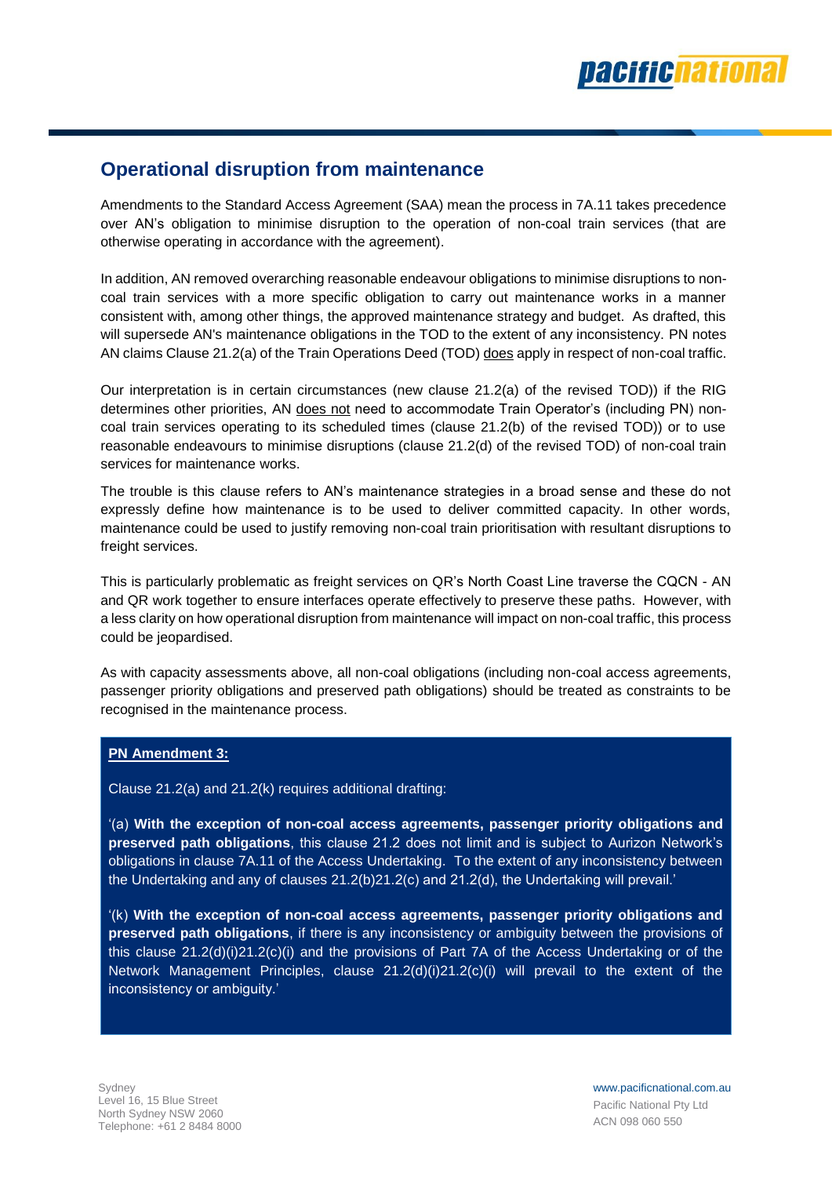## Operational disruption from maintenance

Amendments to the Standard Access Agreement (SAA) mean the process in 7A.11 takes precedence over AN's obligation to minimise disruption to the operation of non-coal train services (that are otherwise operating in accordance with the agreement).

In addition, AN removed overarching reasonable endeavour obligations to minimise disruptions to non-coal train services with a more specific obligation to carry out maintenance works in a manner consistent with, among other things, the approved maintenance strategy and budget. As drafted, this will supersede AN's maintenance obligations in the TOD to the extent of any inconsistency. PN notes AN claims Clause 21.2(a) of the Train Operations Deed (TOD) <u>does</u> apply in respect of non-coal traffic.

Our interpretation is in certain circumstances (new clause 21.2(a) of the revised TOD)) if the RIG determines other priorities, AN <u>does not</u> need to accommodate Train Operator's (including PN) non-coal train services operating to its scheduled times (clause 21.2(b) of the revised TOD)) or to use reasonable endeavours to minimise disruptions (clause 21.2(d) of the revised TOD) of non-coal train services for maintenance works.

The trouble is this clause refers to AN's maintenance strategies in a broad sense and these do not expressly define how maintenance is to be used to deliver committed capacity. In other words, maintenance could be used to justify removing non-coal train prioritisation with resultant disruptions to freight services.

This is particularly problematic as freight services on QR's North Coast Line traverse the CQCN - AN and QR work together to ensure interfaces operate effectively to preserve these paths. However, with a less clarity on how operational disruption from maintenance will impact on non-coal traffic, this process could be jeopardised.

As with capacity assessments above, all non-coal obligations (including non-coal access agreements, passenger priority obligations and preserved path obligations) should be treated as constraints to be recognised in the maintenance process.

**<u>PN Amendment 3:</u>**

Clause 21.2(a) and 21.2(k) requires additional drafting:

'(a) **With the exception of non-coal access agreements, passenger priority obligations and preserved path obligations**, this clause 21.2 does not limit and is subject to Aurizon Network's obligations in clause 7A.11 of the Access Undertaking. To the extent of any inconsistency between the Undertaking and any of clauses 21.2(b)21.2(c) and 21.2(d), the Undertaking will prevail.'

'(k) **With the exception of non-coal access agreements, passenger priority obligations and preserved path obligations**, if there is any inconsistency or ambiguity between the provisions of this clause 21.2(d)(i)21.2(c)(i) and the provisions of Part 7A of the Access Undertaking or of the Network Management Principles, clause 21.2(d)(i)21.2(c)(i) will prevail to the extent of the inconsistency or ambiguity.'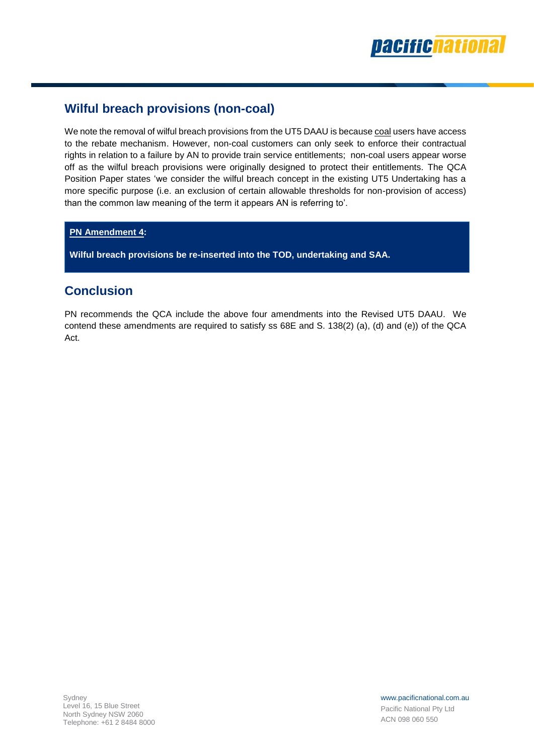## Wilful breach provisions (non-coal)

We note the removal of wilful breach provisions from the UT5 DAAU is because coal users have access to the rebate mechanism. However, non-coal customers can only seek to enforce their contractual rights in relation to a failure by AN to provide train service entitlements; non-coal users appear worse off as the wilful breach provisions were originally designed to protect their entitlements. The QCA Position Paper states 'we consider the wilful breach concept in the existing UT5 Undertaking has a more specific purpose (i.e. an exclusion of certain allowable thresholds for non-provision of access) than the common law meaning of the term it appears AN is referring to'.

> **PN Amendment 4:**
>
> **Wilful breach provisions be re-inserted into the TOD, undertaking and SAA.**

## Conclusion

PN recommends the QCA include the above four amendments into the Revised UT5 DAAU. We contend these amendments are required to satisfy ss 68E and S. 138(2) (a), (d) and (e)) of the QCA Act.